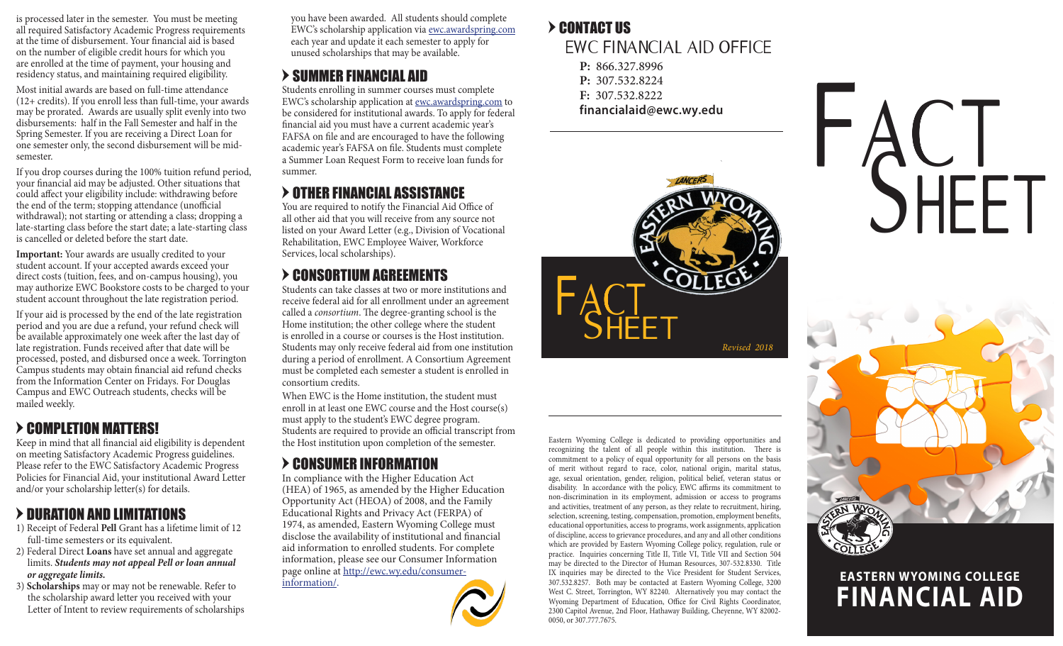is processed later in the semester. You must be meeting all required Satisfactory Academic Progress requirements at the time of disbursement. Your financial aid is based on the number of eligible credit hours for which you are enrolled at the time of payment, your housing and residency status, and maintaining required eligibility.

Most initial awards are based on full-time attendance (12+ credits). If you enroll less than full-time, your awards may be prorated. Awards are usually split evenly into two disbursements: half in the Fall Semester and half in the Spring Semester. If you are receiving a Direct Loan for one semester only, the second disbursement will be mid-semester.

If you drop courses during the 100% tuition refund period, your financial aid may be adjusted. Other situations that could affect your eligibility include: withdrawing before the end of the term; stopping attendance (unofficial withdrawal); not starting or attending a class; dropping a late-starting class before the start date; a late-starting class is cancelled or deleted before the start date.

**Important:** Your awards are usually credited to your student account. If your accepted awards exceed your direct costs (tuition, fees, and on-campus housing), you may authorize EWC Bookstore costs to be charged to your student account throughout the late registration period.

If your aid is processed by the end of the late registration period and you are due a refund, your refund check will be available approximately one week after the last day of late registration. Funds received after that date will be processed, posted, and disbursed once a week. Torrington Campus students may obtain financial aid refund checks from the Information Center on Fridays. For Douglas Campus and EWC Outreach students, checks will be mailed weekly.

## COMPLETION MATTERS!

Keep in mind that all financial aid eligibility is dependent on meeting Satisfactory Academic Progress guidelines. Please refer to the EWC Satisfactory Academic Progress Policies for Financial Aid, your institutional Award Letter and/or your scholarship letter(s) for details.

## DURATION AND LIMITATIONS

1) Receipt of Federal **Pell** Grant has a lifetime limit of 12 full-time semesters or its equivalent.
2) Federal Direct **Loans** have set annual and aggregate limits. ***Students may not appeal Pell or loan annual or aggregate limits.***
3) **Scholarships** may or may not be renewable. Refer to the scholarship award letter you received with your Letter of Intent to review requirements of scholarships you have been awarded. All students should complete EWC's scholarship application via ewc.awardspring.com each year and update it each semester to apply for unused scholarships that may be available.

## SUMMER FINANCIAL AID

Students enrolling in summer courses must complete EWC's scholarship application at ewc.awardspring.com to be considered for institutional awards. To apply for federal financial aid you must have a current academic year's FAFSA on file and are encouraged to have the following academic year's FAFSA on file. Students must complete a Summer Loan Request Form to receive loan funds for summer.

## OTHER FINANCIAL ASSISTANCE

You are required to notify the Financial Aid Office of all other aid that you will receive from any source not listed on your Award Letter (e.g., Division of Vocational Rehabilitation, EWC Employee Waiver, Workforce Services, local scholarships).

## CONSORTIUM AGREEMENTS

Students can take classes at two or more institutions and receive federal aid for all enrollment under an agreement called a *consortium*. The degree-granting school is the Home institution; the other college where the student is enrolled in a course or courses is the Host institution. Students may only receive federal aid from one institution during a period of enrollment. A Consortium Agreement must be completed each semester a student is enrolled in consortium credits.

When EWC is the Home institution, the student must enroll in at least one EWC course and the Host course(s) must apply to the student's EWC degree program. Students are required to provide an official transcript from the Host institution upon completion of the semester.

## CONSUMER INFORMATION

In compliance with the Higher Education Act (HEA) of 1965, as amended by the Higher Education Opportunity Act (HEOA) of 2008, and the Family Educational Rights and Privacy Act (FERPA) of 1974, as amended, Eastern Wyoming College must disclose the availability of institutional and financial aid information to enrolled students. For complete information, please see our Consumer Information page online at http://ewc.wy.edu/consumer-information/.

## CONTACT US

### EWC FINANCIAL AID OFFICE

**P:** 866.327.8996
**P:** 307.532.8224
**F:** 307.532.8222
**financialaid@ewc.wy.edu**

FACT SHEET

*Revised 2018*

Eastern Wyoming College is dedicated to providing opportunities and recognizing the talent of all people within this institution. There is commitment to a policy of equal opportunity for all persons on the basis of merit without regard to race, color, national origin, marital status, age, sexual orientation, gender, religion, political belief, veteran status or disability. In accordance with the policy, EWC affirms its commitment to non-discrimination in its employment, admission or access to programs and activities, treatment of any person, as they relate to recruitment, hiring, selection, screening, testing, compensation, promotion, employment benefits, educational opportunities, access to programs, work assignments, application of discipline, access to grievance procedures, and any and all other conditions which are provided by Eastern Wyoming College policy, regulation, rule or practice. Inquiries concerning Title II, Title VI, Title VII and Section 504 may be directed to the Director of Human Resources, 307-532.8330. Title IX inquiries may be directed to the Vice President for Student Services, 307.532.8257. Both may be contacted at Eastern Wyoming College, 3200 West C. Street, Torrington, WY 82240. Alternatively you may contact the Wyoming Department of Education, Office for Civil Rights Coordinator, 2300 Capitol Avenue, 2nd Floor, Hathaway Building, Cheyenne, WY 82002-0050, or 307.777.7675.

# FACT SHEET

## EASTERN WYOMING COLLEGE FINANCIAL AID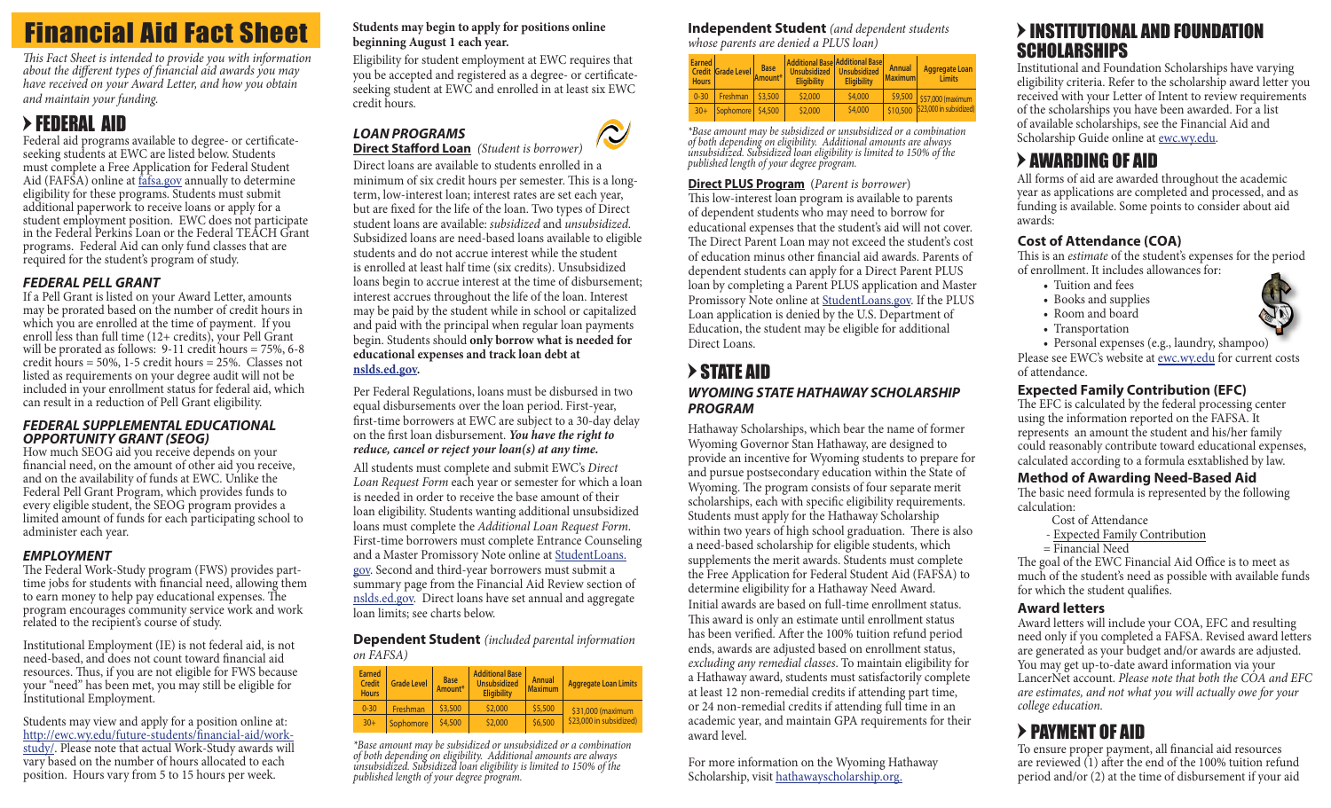# Financial Aid Fact Sheet

*This Fact Sheet is intended to provide you with information about the different types of financial aid awards you may have received on your Award Letter, and how you obtain and maintain your funding.*

## FEDERAL AID

Federal aid programs available to degree- or certificate-seeking students at EWC are listed below. Students must complete a Free Application for Federal Student Aid (FAFSA) online at fafsa.gov annually to determine eligibility for these programs. Students must submit additional paperwork to receive loans or apply for a student employment position. EWC does not participate in the Federal Perkins Loan or the Federal TEACH Grant programs. Federal Aid can only fund classes that are required for the student's program of study.

### *FEDERAL PELL GRANT*

If a Pell Grant is listed on your Award Letter, amounts may be prorated based on the number of credit hours in which you are enrolled at the time of payment. If you enroll less than full time (12+ credits), your Pell Grant will be prorated as follows: 9-11 credit hours = 75%, 6-8 credit hours = 50%, 1-5 credit hours = 25%. Classes not listed as requirements on your degree audit will not be included in your enrollment status for federal aid, which can result in a reduction of Pell Grant eligibility.

### *FEDERAL SUPPLEMENTAL EDUCATIONAL OPPORTUNITY GRANT (SEOG)*

How much SEOG aid you receive depends on your financial need, on the amount of other aid you receive, and on the availability of funds at EWC. Unlike the Federal Pell Grant Program, which provides funds to every eligible student, the SEOG program provides a limited amount of funds for each participating school to administer each year.

### *EMPLOYMENT*

The Federal Work-Study program (FWS) provides part-time jobs for students with financial need, allowing them to earn money to help pay educational expenses. The program encourages community service work and work related to the recipient's course of study.

Institutional Employment (IE) is not federal aid, is not need-based, and does not count toward financial aid resources. Thus, if you are not eligible for FWS because your "need" has been met, you may still be eligible for Institutional Employment.

Students may view and apply for a position online at: http://ewc.wy.edu/future-students/financial-aid/work-study/. Please note that actual Work-Study awards will vary based on the number of hours allocated to each position. Hours vary from 5 to 15 hours per week.

**Students may begin to apply for positions online beginning August 1 each year.**

Eligibility for student employment at EWC requires that you be accepted and registered as a degree- or certificate-seeking student at EWC and enrolled in at least six EWC credit hours.

### *LOAN PROGRAMS*

**Direct Stafford Loan** *(Student is borrower)*

Direct loans are available to students enrolled in a minimum of six credit hours per semester. This is a long-term, low-interest loan; interest rates are set each year, but are fixed for the life of the loan. Two types of Direct student loans are available: *subsidized* and *unsubsidized*. Subsidized loans are need-based loans available to eligible students and do not accrue interest while the student is enrolled at least half time (six credits). Unsubsidized loans begin to accrue interest at the time of disbursement; interest accrues throughout the life of the loan. Interest may be paid by the student while in school or capitalized and paid with the principal when regular loan payments begin. Students should **only borrow what is needed for educational expenses and track loan debt at nslds.ed.gov.**

Per Federal Regulations, loans must be disbursed in two equal disbursements over the loan period. First-year, first-time borrowers at EWC are subject to a 30-day delay on the first loan disbursement. ***You have the right to reduce, cancel or reject your loan(s) at any time.***

All students must complete and submit EWC's *Direct Loan Request Form* each year or semester for which a loan is needed in order to receive the base amount of their loan eligibility. Students wanting additional unsubsidized loans must complete the *Additional Loan Request Form*. First-time borrowers must complete Entrance Counseling and a Master Promissory Note online at StudentLoans.gov. Second and third-year borrowers must submit a summary page from the Financial Aid Review section of nslds.ed.gov. Direct loans have set annual and aggregate loan limits; see charts below.

**Dependent Student** *(included parental information on FAFSA)*

| Earned Credit Hours | Grade Level | Base Amount* | Additional Base Unsubsidized Eligibility | Annual Maximum | Aggregate Loan Limits |
|---|---|---|---|---|---|
| 0-30 | Freshman | $3,500 | $2,000 | $5,500 | $31,000 (maximum $23,000 in subsidized) |
| 30+ | Sophomore | $4,500 | $2,000 | $6,500 | |

*\*Base amount may be subsidized or unsubsidized or a combination of both depending on eligibility. Additional amounts are always unsubsidized. Subsidized loan eligibility is limited to 150% of the published length of your degree program.*

**Independent Student** *(and dependent students whose parents are denied a PLUS loan)*

| Earned Credit Hours | Grade Level | Base Amount* | Additional Base Unsubsidized Eligibility | Additional Base Unsubsidized Eligibility | Annual Maximum | Aggregate Loan Limits |
|---|---|---|---|---|---|---|
| 0-30 | Freshman | $3,500 | $2,000 | $4,000 | $9,500 | $57,000 (maximum $23,000 in subsidized) |
| 30+ | Sophomore | $4,500 | $2,000 | $4,000 | $10,500 | |

*\*Base amount may be subsidized or unsubsidized or a combination of both depending on eligibility. Additional amounts are always unsubsidized. Subsidized loan eligibility is limited to 150% of the published length of your degree program.*

**Direct PLUS Program** (*Parent is borrower*)

This low-interest loan program is available to parents of dependent students who may need to borrow for educational expenses that the student's aid will not cover. The Direct Parent Loan may not exceed the student's cost of education minus other financial aid awards. Parents of dependent students can apply for a Direct Parent PLUS loan by completing a Parent PLUS application and Master Promissory Note online at StudentLoans.gov. If the PLUS Loan application is denied by the U.S. Department of Education, the student may be eligible for additional Direct Loans.

## STATE AID

### *WYOMING STATE HATHAWAY SCHOLARSHIP PROGRAM*

Hathaway Scholarships, which bear the name of former Wyoming Governor Stan Hathaway, are designed to provide an incentive for Wyoming students to prepare for and pursue postsecondary education within the State of Wyoming. The program consists of four separate merit scholarships, each with specific eligibility requirements. Students must apply for the Hathaway Scholarship within two years of high school graduation. There is also a need-based scholarship for eligible students, which supplements the merit awards. Students must complete the Free Application for Federal Student Aid (FAFSA) to determine eligibility for a Hathaway Need Award.

Initial awards are based on full-time enrollment status. This award is only an estimate until enrollment status has been verified. After the 100% tuition refund period ends, awards are adjusted based on enrollment status, *excluding any remedial classes*. To maintain eligibility for a Hathaway award, students must satisfactorily complete at least 12 non-remedial credits if attending part time, or 24 non-remedial credits if attending full time in an academic year, and maintain GPA requirements for their award level.

For more information on the Wyoming Hathaway Scholarship, visit hathawayscholarship.org.

## INSTITUTIONAL AND FOUNDATION SCHOLARSHIPS

Institutional and Foundation Scholarships have varying eligibility criteria. Refer to the scholarship award letter you received with your Letter of Intent to review requirements of the scholarships you have been awarded. For a list of available scholarships, see the Financial Aid and Scholarship Guide online at ewc.wy.edu.

## AWARDING OF AID

All forms of aid are awarded throughout the academic year as applications are completed and processed, and as funding is available. Some points to consider about aid awards:

### Cost of Attendance (COA)

This is an *estimate* of the student's expenses for the period of enrollment. It includes allowances for:

- Tuition and fees
- Books and supplies
- Room and board
- Transportation
- Personal expenses (e.g., laundry, shampoo)

Please see EWC's website at ewc.wy.edu for current costs of attendance.

### Expected Family Contribution (EFC)

The EFC is calculated by the federal processing center using the information reported on the FAFSA. It represents an amount the student and his/her family could reasonably contribute toward educational expenses, calculated according to a formula exstablished by law.

### Method of Awarding Need-Based Aid

The basic need formula is represented by the following calculation:

Cost of Attendance
- Expected Family Contribution
= Financial Need

The goal of the EWC Financial Aid Office is to meet as much of the student's need as possible with available funds for which the student qualifies.

### Award letters

Award letters will include your COA, EFC and resulting need only if you completed a FAFSA. Revised award letters are generated as your budget and/or awards are adjusted. You may get up-to-date award information via your LancerNet account. *Please note that both the COA and EFC are estimates, and not what you will actually owe for your college education.*

## PAYMENT OF AID

To ensure proper payment, all financial aid resources are reviewed (1) after the end of the 100% tuition refund period and/or (2) at the time of disbursement if your aid